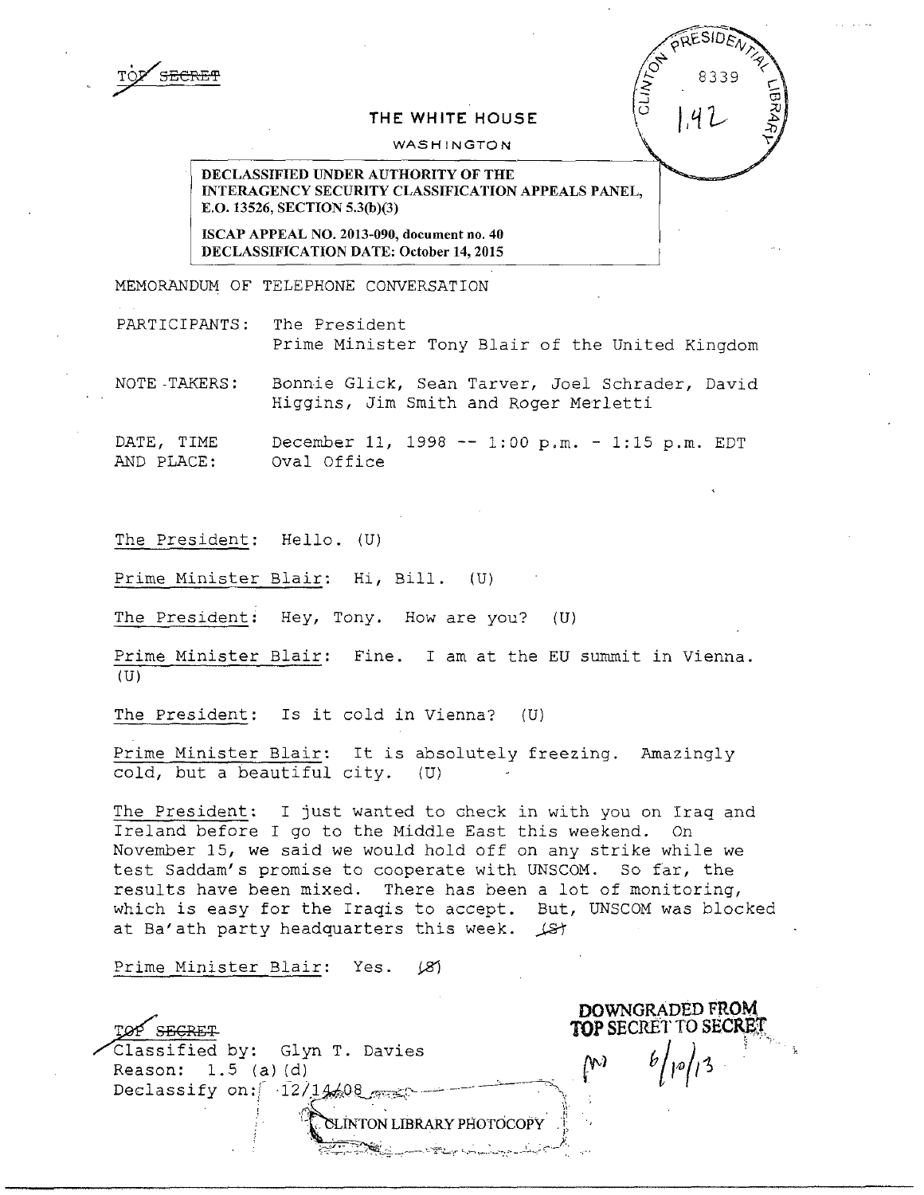TOP SECRET

THE WHITE HOUSE

WASHINGTON

**DECLASSIFIED UNDER AUTHORITY OF THE INTERAGENCY SECURITY CLASSIFICATION APPEALS PANEL, E.O. 13526, SECTION 5.3(b)(3)**

**ISCAP APPEAL NO. 2013-090, document no. 40**
**DECLASSIFICATION DATE: October 14, 2015**

CLINTON PRESIDENTIAL LIBRARY 8339 1.42

MEMORANDUM OF TELEPHONE CONVERSATION

PARTICIPANTS: The President
Prime Minister Tony Blair of the United Kingdom

NOTE-TAKERS: Bonnie Glick, Sean Tarver, Joel Schrader, David Higgins, Jim Smith and Roger Merletti

DATE, TIME AND PLACE: December 11, 1998 -- 1:00 p.m. - 1:15 p.m. EDT
Oval Office

The President: Hello. (U)

Prime Minister Blair: Hi, Bill. (U)

The President: Hey, Tony. How are you? (U)

Prime Minister Blair: Fine. I am at the EU summit in Vienna. (U)

The President: Is it cold in Vienna? (U)

Prime Minister Blair: It is absolutely freezing. Amazingly cold, but a beautiful city. (U)

The President: I just wanted to check in with you on Iraq and Ireland before I go to the Middle East this weekend. On November 15, we said we would hold off on any strike while we test Saddam's promise to cooperate with UNSCOM. So far, the results have been mixed. There has been a lot of monitoring, which is easy for the Iraqis to accept. But, UNSCOM was blocked at Ba'ath party headquarters this week. (S)

Prime Minister Blair: Yes. (S)

TOP SECRET
Classified by: Glyn T. Davies
Reason: 1.5 (a)(d)
Declassify on: 12/14/08

DOWNGRADED FROM TOP SECRET TO SECRET
6/10/13

CLINTON LIBRARY PHOTOCOPY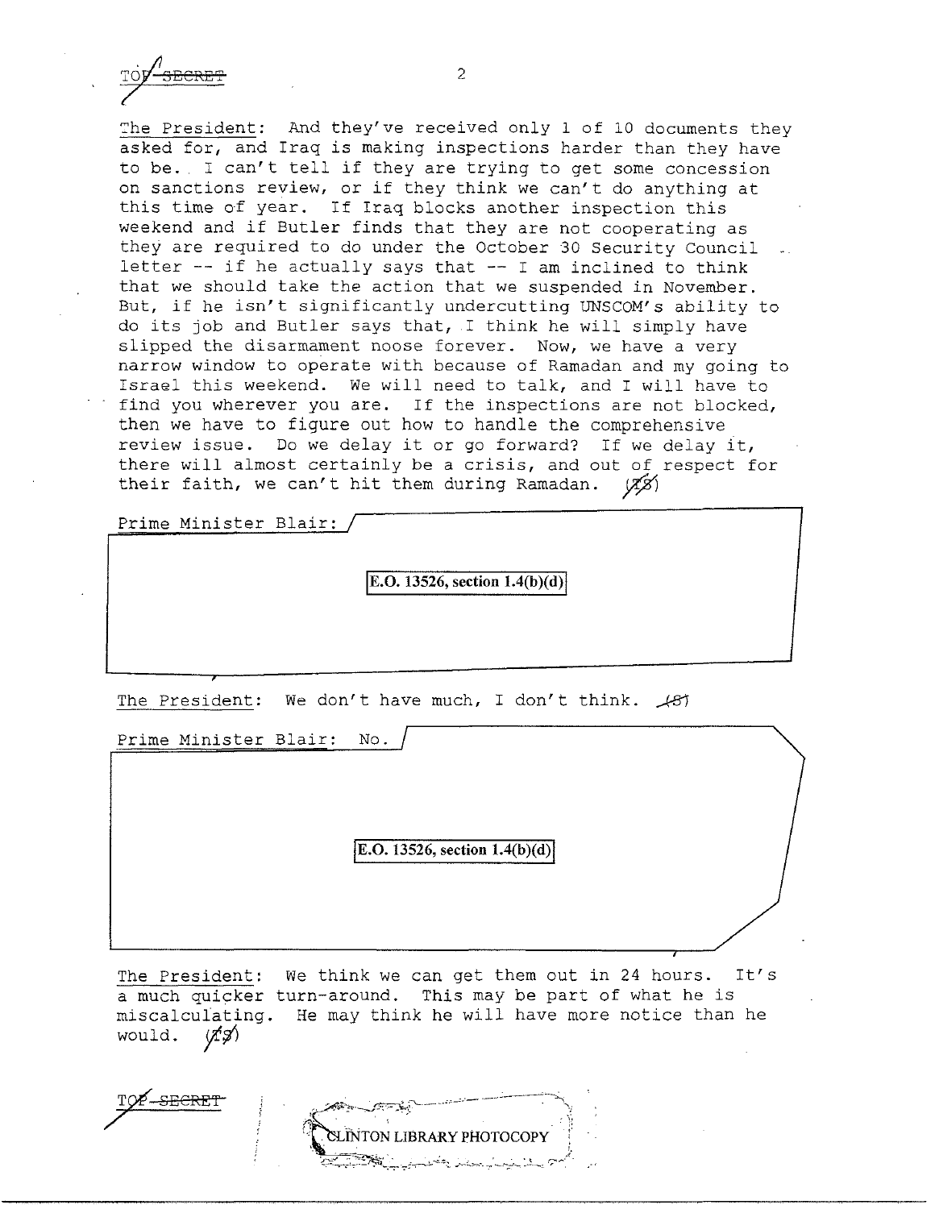The President: And they've received only 1 of 10 documents they asked for, and Iraq is making inspections harder than they have to be. I can't tell if they are trying to get some concession on sanctions review, or if they think we can't do anything at this time of year. If Iraq blocks another inspection this weekend and if Butler finds that they are not cooperating as they are required to do under the October 30 Security Council letter -- if he actually says that -- I am inclined to think that we should take the action that we suspended in November. But, if he isn't significantly undercutting UNSCOM's ability to do its job and Butler says that, I think he will simply have slipped the disarmament noose forever. Now, we have a very narrow window to operate with because of Ramadan and my going to Israel this weekend. We will need to talk, and I will have to find you wherever you are. If the inspections are not blocked, then we have to figure out how to handle the comprehensive review issue. Do we delay it or go forward? If we delay it, there will almost certainly be a crisis, and out of respect for their faith, we can't hit them during Ramadan. (TS)

Prime Minister Blair:

E.O. 13526, section 1.4(b)(d)

The President: We don't have much, I don't think. (S)

Prime Minister Blair: No.

E.O. 13526, section 1.4(b)(d)

The President: We think we can get them out in 24 hours. It's a much quicker turn-around. This may be part of what he is miscalculating. He may think he will have more notice than he would. (TS)

CLINTON LIBRARY PHOTOCOPY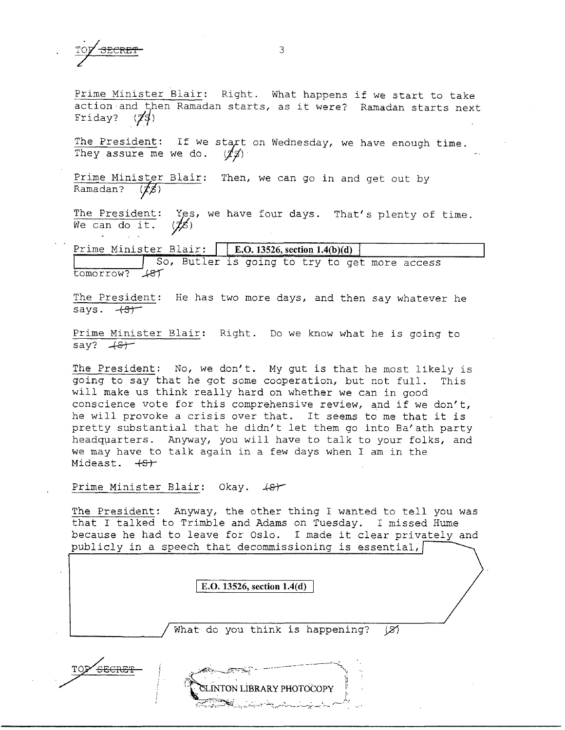Prime Minister Blair: Right. What happens if we start to take action and then Ramadan starts, as it were? Ramadan starts next Friday? (TS)

The President: If we start on Wednesday, we have enough time. They assure me we do. (TS)

Prime Minister Blair: Then, we can go in and get out by Ramadan? (TS)

The President: Yes, we have four days. That's plenty of time. We can do it. (TS)

Prime Minister Blair: E.O. 13526, section 1.4(b)(d) So, Butler is going to try to get more access tomorrow? (S)

The President: He has two more days, and then say whatever he says. (S)

Prime Minister Blair: Right. Do we know what he is going to say? (S)

The President: No, we don't. My gut is that he most likely is going to say that he got some cooperation, but not full. This will make us think really hard on whether we can in good conscience vote for this comprehensive review, and if we don't, he will provoke a crisis over that. It seems to me that it is pretty substantial that he didn't let them go into Ba'ath party headquarters. Anyway, you will have to talk to your folks, and we may have to talk again in a few days when I am in the Mideast. (S)

Prime Minister Blair: Okay. (S)

The President: Anyway, the other thing I wanted to tell you was that I talked to Trimble and Adams on Tuesday. I missed Hume because he had to leave for Oslo. I made it clear privately and publicly in a speech that decommissioning is essential,

E.O. 13526, section 1.4(d)

What do you think is happening? (S)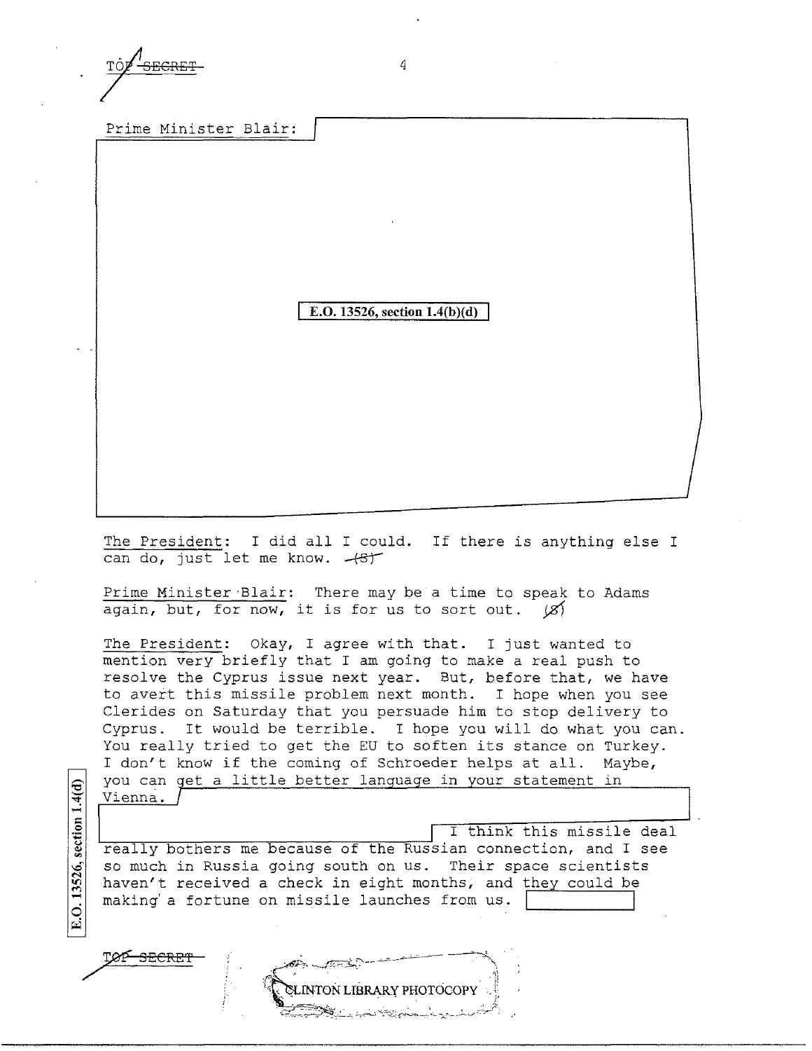TOP SECRET

Prime Minister Blair:

E.O. 13526, section 1.4(b)(d)

The President: I did all I could. If there is anything else I can do, just let me know. (S)

Prime Minister Blair: There may be a time to speak to Adams again, but, for now, it is for us to sort out. (S)

The President: Okay, I agree with that. I just wanted to mention very briefly that I am going to make a real push to resolve the Cyprus issue next year. But, before that, we have to avert this missile problem next month. I hope when you see Clerides on Saturday that you persuade him to stop delivery to Cyprus. It would be terrible. I hope you will do what you can. You really tried to get the EU to soften its stance on Turkey. I don't know if the coming of Schroeder helps at all. Maybe, you can get a little better language in your statement in Vienna. I think this missile deal really bothers me because of the Russian connection, and I see so much in Russia going south on us. Their space scientists haven't received a check in eight months, and they could be making a fortune on missile launches from us.

E.O. 13526, section 1.4(d)

TOP SECRET

CLINTON LIBRARY PHOTOCOPY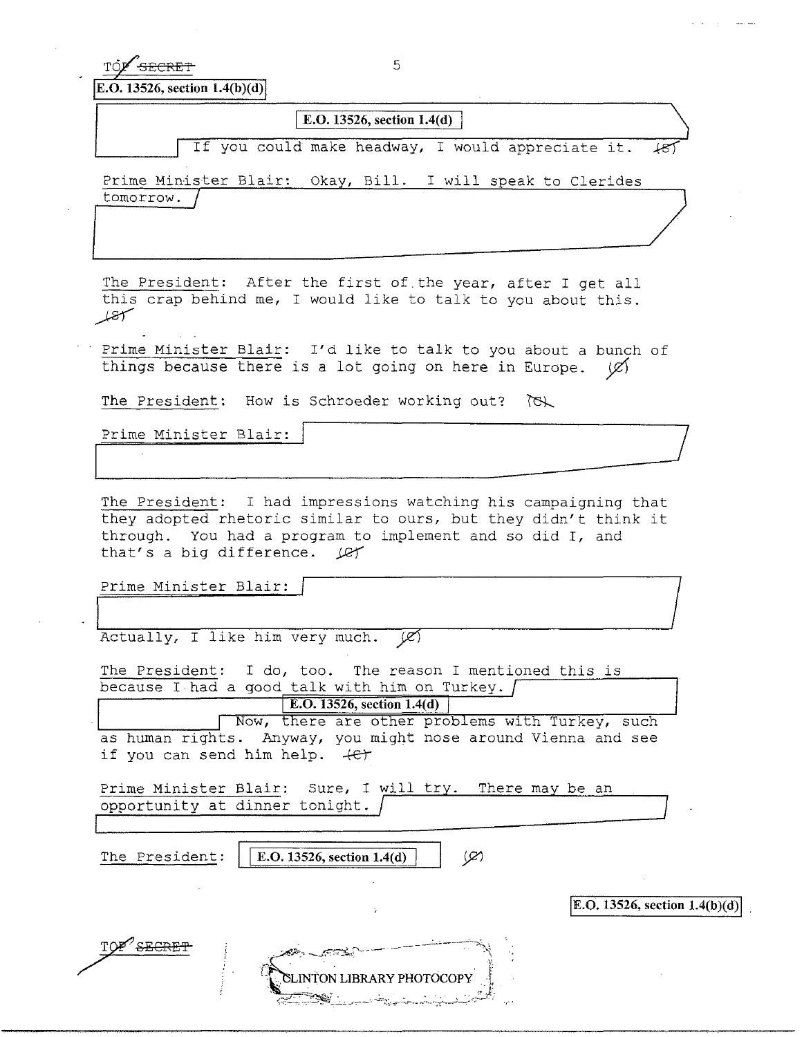TOP SECRET

E.O. 13526, section 1.4(b)(d)

E.O. 13526, section 1.4(d)

If you could make headway, I would appreciate it. (S)

Prime Minister Blair: Okay, Bill. I will speak to Clerides tomorrow.

The President: After the first of the year, after I get all this crap behind me, I would like to talk to you about this. (S)

Prime Minister Blair: I'd like to talk to you about a bunch of things because there is a lot going on here in Europe. (C)

The President: How is Schroeder working out? (C)

Prime Minister Blair:

The President: I had impressions watching his campaigning that they adopted rhetoric similar to ours, but they didn't think it through. You had a program to implement and so did I, and that's a big difference. (C)

Prime Minister Blair:

Actually, I like him very much. (C)

The President: I do, too. The reason I mentioned this is because I had a good talk with him on Turkey.

E.O. 13526, section 1.4(d)

Now, there are other problems with Turkey, such as human rights. Anyway, you might nose around Vienna and see if you can send him help. (C)

Prime Minister Blair: Sure, I will try. There may be an opportunity at dinner tonight.

The President: E.O. 13526, section 1.4(d) (C)

E.O. 13526, section 1.4(b)(d)

TOP SECRET

CLINTON LIBRARY PHOTOCOPY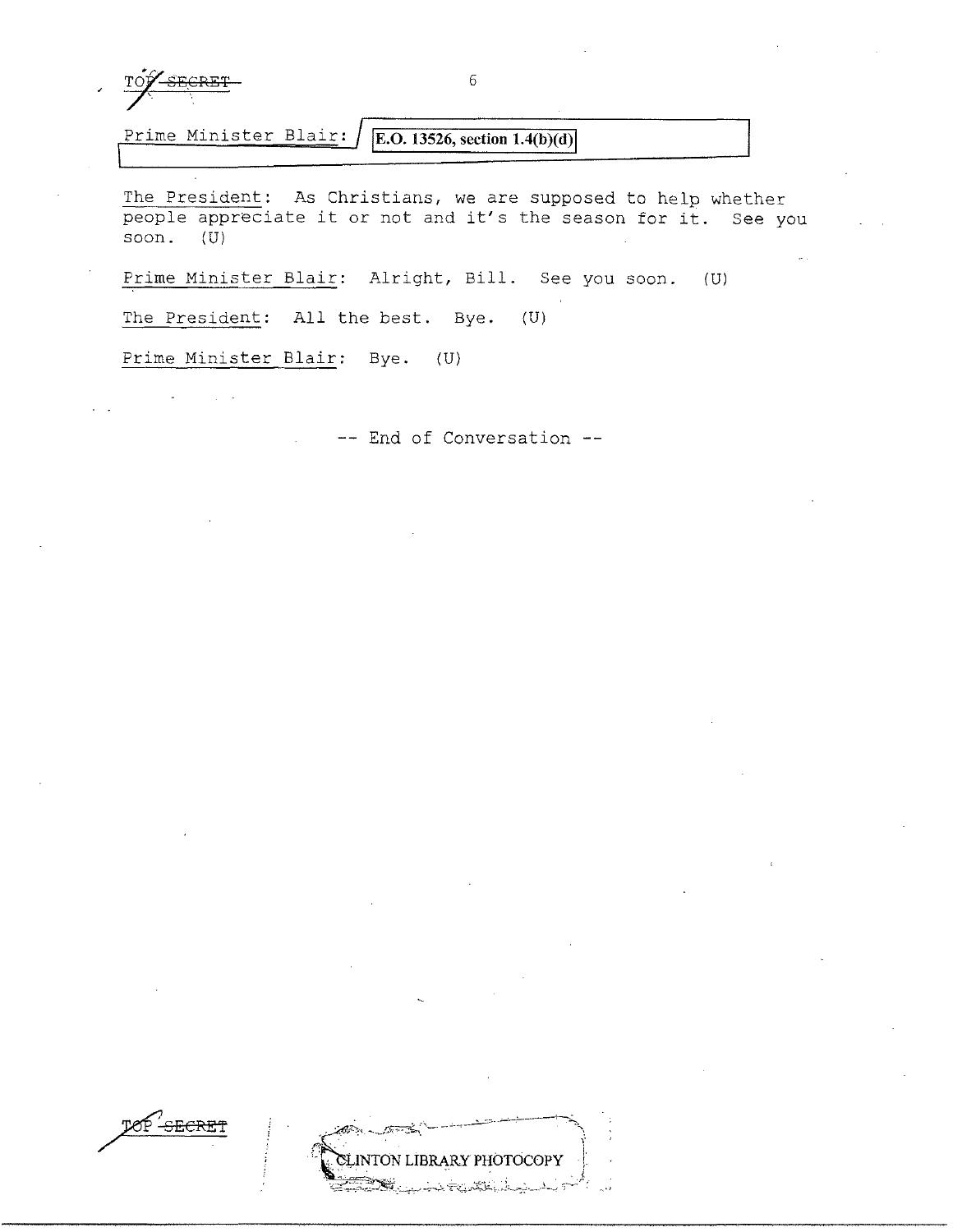Prime Minister Blair: E.O. 13526, section 1.4(b)(d)

The President: As Christians, we are supposed to help whether people appreciate it or not and it's the season for it. See you soon. (U)

Prime Minister Blair: Alright, Bill. See you soon. (U)

The President: All the best. Bye. (U)

Prime Minister Blair: Bye. (U)

-- End of Conversation --